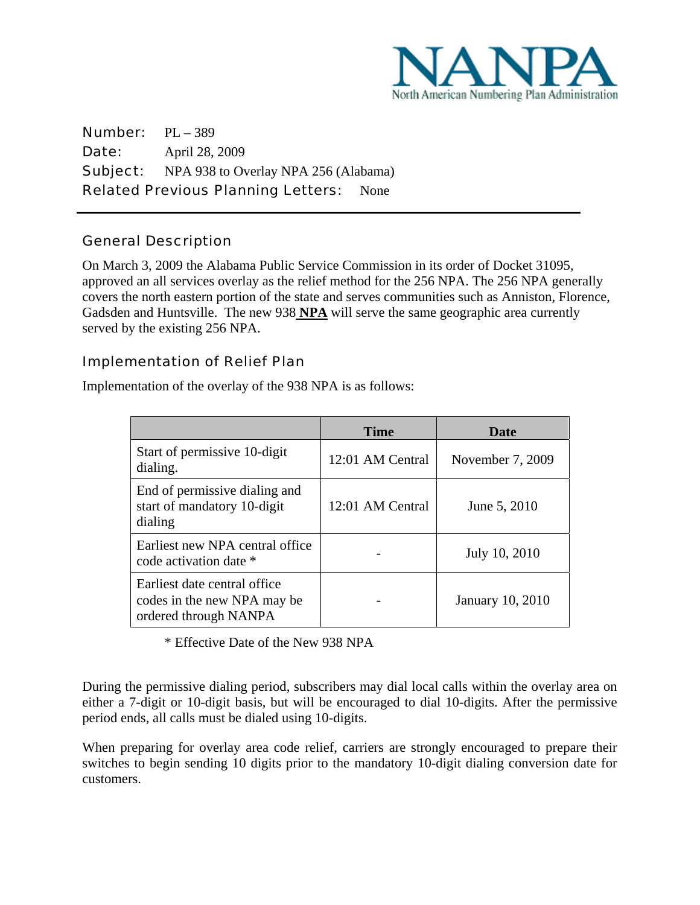NANPA
North American Numbering Plan Administration

**Number:** PL – 389
**Date:** April 28, 2009
**Subject:** NPA 938 to Overlay NPA 256 (Alabama)
**Related Previous Planning Letters:** None

---

## General Description

On March 3, 2009 the Alabama Public Service Commission in its order of Docket 31095, approved an all services overlay as the relief method for the 256 NPA. The 256 NPA generally covers the north eastern portion of the state and serves communities such as Anniston, Florence, Gadsden and Huntsville. The new 938 **NPA** will serve the same geographic area currently served by the existing 256 NPA.

## Implementation of Relief Plan

Implementation of the overlay of the 938 NPA is as follows:

| | Time | Date |
|---|---|---|
| Start of permissive 10-digit dialing. | 12:01 AM Central | November 7, 2009 |
| End of permissive dialing and start of mandatory 10-digit dialing | 12:01 AM Central | June 5, 2010 |
| Earliest new NPA central office code activation date * | - | July 10, 2010 |
| Earliest date central office codes in the new NPA may be ordered through NANPA | - | January 10, 2010 |

\* Effective Date of the New 938 NPA

During the permissive dialing period, subscribers may dial local calls within the overlay area on either a 7-digit or 10-digit basis, but will be encouraged to dial 10-digits. After the permissive period ends, all calls must be dialed using 10-digits.

When preparing for overlay area code relief, carriers are strongly encouraged to prepare their switches to begin sending 10 digits prior to the mandatory 10-digit dialing conversion date for customers.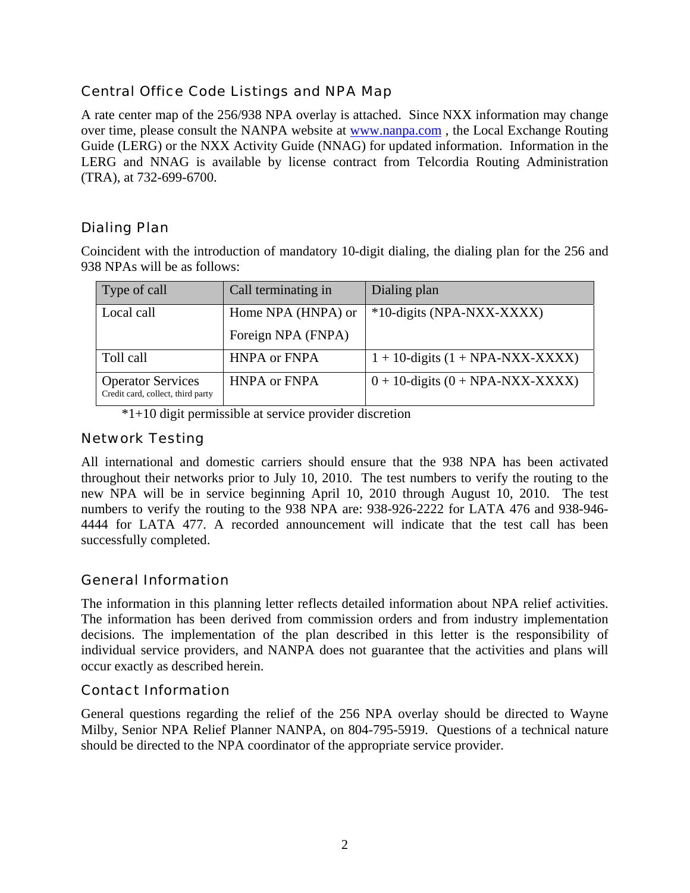## Central Office Code Listings and NPA Map

A rate center map of the 256/938 NPA overlay is attached. Since NXX information may change over time, please consult the NANPA website at [www.nanpa.com](http://www.nanpa.com) , the Local Exchange Routing Guide (LERG) or the NXX Activity Guide (NNAG) for updated information. Information in the LERG and NNAG is available by license contract from Telcordia Routing Administration (TRA), at 732-699-6700.

## Dialing Plan

Coincident with the introduction of mandatory 10-digit dialing, the dialing plan for the 256 and 938 NPAs will be as follows:

| Type of call | Call terminating in | Dialing plan |
|---|---|---|
| Local call | Home NPA (HNPA) or Foreign NPA (FNPA) | *10-digits (NPA-NXX-XXXX) |
| Toll call | HNPA or FNPA | 1 + 10-digits (1 + NPA-NXX-XXXX) |
| Operator Services<br>Credit card, collect, third party | HNPA or FNPA | 0 + 10-digits (0 + NPA-NXX-XXXX) |

*1+10 digit permissible at service provider discretion

## Network Testing

All international and domestic carriers should ensure that the 938 NPA has been activated throughout their networks prior to July 10, 2010. The test numbers to verify the routing to the new NPA will be in service beginning April 10, 2010 through August 10, 2010. The test numbers to verify the routing to the 938 NPA are: 938-926-2222 for LATA 476 and 938-946-4444 for LATA 477. A recorded announcement will indicate that the test call has been successfully completed.

## General Information

The information in this planning letter reflects detailed information about NPA relief activities. The information has been derived from commission orders and from industry implementation decisions. The implementation of the plan described in this letter is the responsibility of individual service providers, and NANPA does not guarantee that the activities and plans will occur exactly as described herein.

## Contact Information

General questions regarding the relief of the 256 NPA overlay should be directed to Wayne Milby, Senior NPA Relief Planner NANPA, on 804-795-5919. Questions of a technical nature should be directed to the NPA coordinator of the appropriate service provider.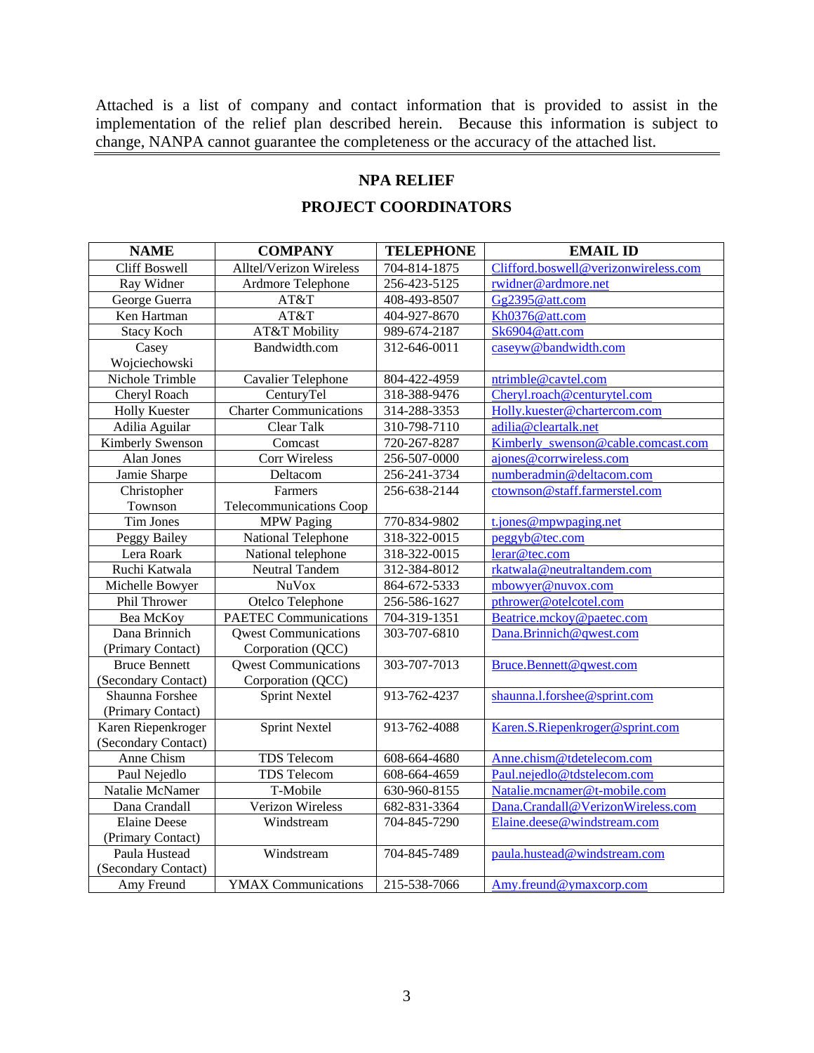Attached is a list of company and contact information that is provided to assist in the implementation of the relief plan described herein. Because this information is subject to change, NANPA cannot guarantee the completeness or the accuracy of the attached list.

## NPA RELIEF

## PROJECT COORDINATORS

| NAME | COMPANY | TELEPHONE | EMAIL ID |
|---|---|---|---|
| Cliff Boswell | Alltel/Verizon Wireless | 704-814-1875 | Clifford.boswell@verizonwireless.com |
| Ray Widner | Ardmore Telephone | 256-423-5125 | rwidner@ardmore.net |
| George Guerra | AT&T | 408-493-8507 | Gg2395@att.com |
| Ken Hartman | AT&T | 404-927-8670 | Kh0376@att.com |
| Stacy Koch | AT&T Mobility | 989-674-2187 | Sk6904@att.com |
| Casey Wojciechowski | Bandwidth.com | 312-646-0011 | caseyw@bandwidth.com |
| Nichole Trimble | Cavalier Telephone | 804-422-4959 | ntrimble@cavtel.com |
| Cheryl Roach | CenturyTel | 318-388-9476 | Cheryl.roach@centurytel.com |
| Holly Kuester | Charter Communications | 314-288-3353 | Holly.kuester@chartercom.com |
| Adilia Aguilar | Clear Talk | 310-798-7110 | adilia@cleartalk.net |
| Kimberly Swenson | Comcast | 720-267-8287 | Kimberly_swenson@cable.comcast.com |
| Alan Jones | Corr Wireless | 256-507-0000 | ajones@corrwireless.com |
| Jamie Sharpe | Deltacom | 256-241-3734 | numberadmin@deltacom.com |
| Christopher Townson | Farmers Telecommunications Coop | 256-638-2144 | ctownson@staff.farmerstel.com |
| Tim Jones | MPW Paging | 770-834-9802 | t.jones@mpwpaging.net |
| Peggy Bailey | National Telephone | 318-322-0015 | peggyb@tec.com |
| Lera Roark | National telephone | 318-322-0015 | lerar@tec.com |
| Ruchi Katwala | Neutral Tandem | 312-384-8012 | rkatwala@neutraltandem.com |
| Michelle Bowyer | NuVox | 864-672-5333 | mbowyer@nuvox.com |
| Phil Thrower | Otelco Telephone | 256-586-1627 | pthrower@otelcotel.com |
| Bea McKoy | PAETEC Communications | 704-319-1351 | Beatrice.mckoy@paetec.com |
| Dana Brinnich (Primary Contact) | Qwest Communications Corporation (QCC) | 303-707-6810 | Dana.Brinnich@qwest.com |
| Bruce Bennett (Secondary Contact) | Qwest Communications Corporation (QCC) | 303-707-7013 | Bruce.Bennett@qwest.com |
| Shaunna Forshee (Primary Contact) | Sprint Nextel | 913-762-4237 | shaunna.l.forshee@sprint.com |
| Karen Riepenkroger (Secondary Contact) | Sprint Nextel | 913-762-4088 | Karen.S.Riepenkroger@sprint.com |
| Anne Chism | TDS Telecom | 608-664-4680 | Anne.chism@tdetelecom.com |
| Paul Nejedlo | TDS Telecom | 608-664-4659 | Paul.nejedlo@tdstelecom.com |
| Natalie McNamer | T-Mobile | 630-960-8155 | Natalie.mcnamer@t-mobile.com |
| Dana Crandall | Verizon Wireless | 682-831-3364 | Dana.Crandall@VerizonWireless.com |
| Elaine Deese (Primary Contact) | Windstream | 704-845-7290 | Elaine.deese@windstream.com |
| Paula Hustead (Secondary Contact) | Windstream | 704-845-7489 | paula.hustead@windstream.com |
| Amy Freund | YMAX Communications | 215-538-7066 | Amy.freund@ymaxcorp.com |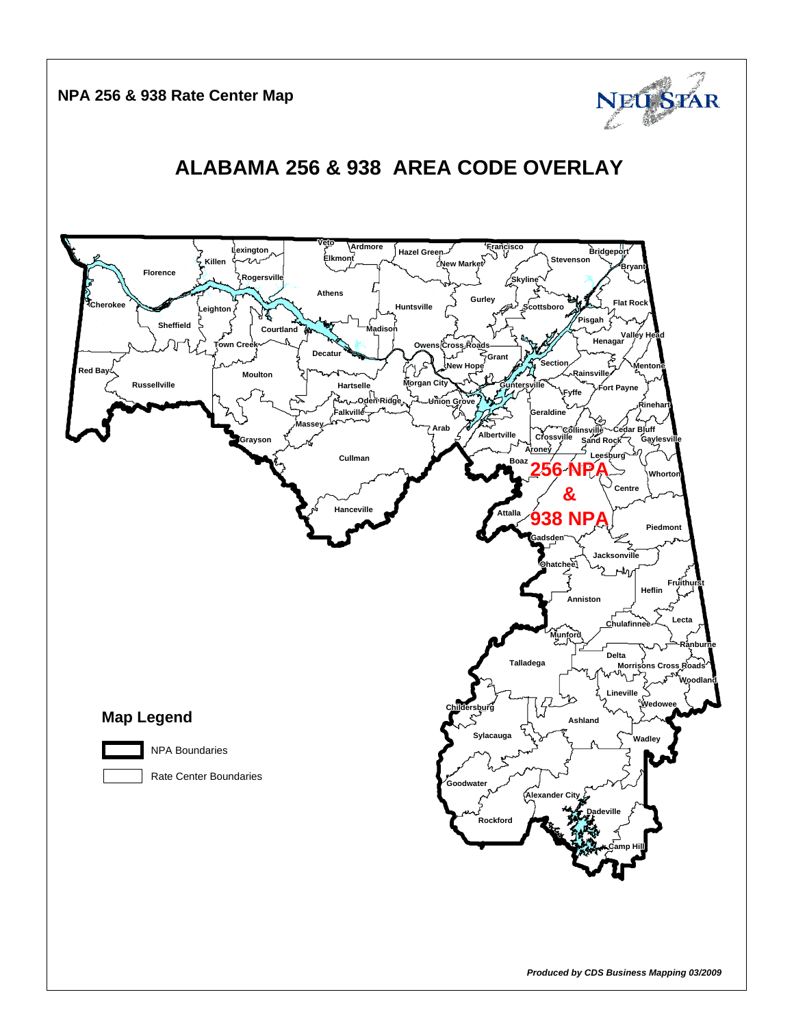NPA 256 & 938 Rate Center Map

NEUSTAR

# ALABAMA 256 & 938 AREA CODE OVERLAY

Veto
Ardmore
Lexington
Elkmont
Hazel Green
Francisco
Bridgeport
Killen
New Market
Stevenson
Bryant
Florence
Rogersville
Skyline
Athens
Gurley
Flat Rock
Cherokee
Leighton
Huntsville
Scottsboro
Pisgah
Sheffield
Courtland
Madison
Valley Head
Henagar
Town Creek
Owens Cross Roads
Decatur
Grant
Section
Mentone
Red Bay
Moulton
New Hope
Rainsville
Russellville
Hartselle
Morgan City
Guntersville
Fort Payne
Fyffe
Oden Ridge
Union Grove
Falkville
Rinehart
Geraldine
Massey
Arab
Collinsville
Cedar Bluff
Grayson
Albertville
Crossville
Sand Rock
Gaylesville
Aroney
Cullman
Leesburg
Boaz
256 NPA
&
938 NPA
Whorton
Centre
Hanceville
Attalla
Piedmont
Gadsden
Jacksonville
Ohatchee
Fruithurst
Heflin
Anniston
Chulafinnee
Lecta
Munford
Ranburne
Delta
Talladega
Morrisons Cross Roads
Woodland
Lineville
Childersburg
Wedowee
Ashland
Sylacauga
Wadley
Goodwater
Alexander City
Dadeville
Rockford
Camp Hill

## Map Legend

NPA Boundaries

Rate Center Boundaries

*Produced by CDS Business Mapping 03/2009*